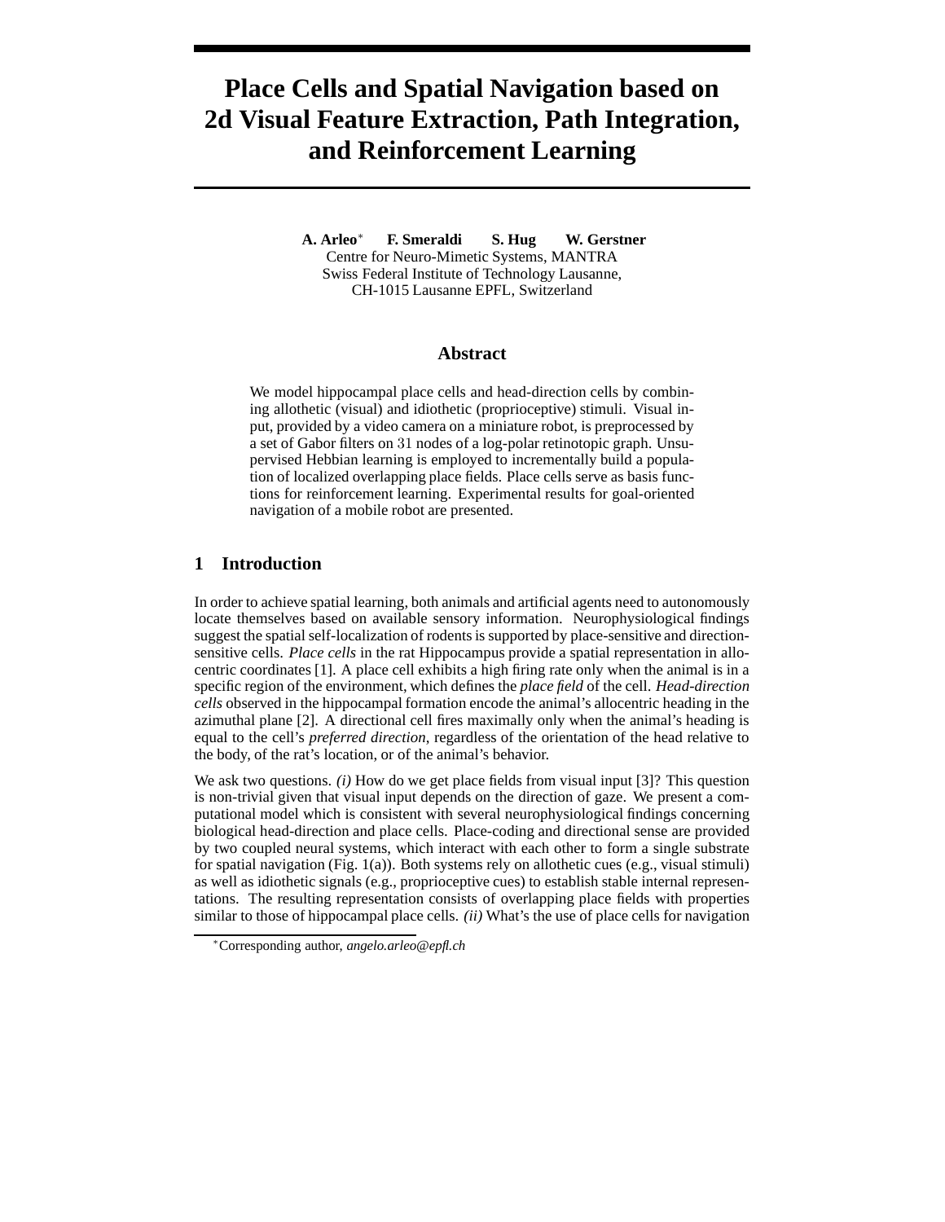# Place Cells and Spatial Navigation based on 2d Visual Feature Extraction, Path Integration, and Reinforcement Learning

**A. Arleo*** **F. Smeraldi** **S. Hug** **W. Gerstner**
Centre for Neuro-Mimetic Systems, MANTRA
Swiss Federal Institute of Technology Lausanne,
CH-1015 Lausanne EPFL, Switzerland

## Abstract

We model hippocampal place cells and head-direction cells by combining allothetic (visual) and idiothetic (proprioceptive) stimuli. Visual input, provided by a video camera on a miniature robot, is preprocessed by a set of Gabor filters on 31 nodes of a log-polar retinotopic graph. Unsupervised Hebbian learning is employed to incrementally build a population of localized overlapping place fields. Place cells serve as basis functions for reinforcement learning. Experimental results for goal-oriented navigation of a mobile robot are presented.

## 1 Introduction

In order to achieve spatial learning, both animals and artificial agents need to autonomously locate themselves based on available sensory information. Neurophysiological findings suggest the spatial self-localization of rodents is supported by place-sensitive and direction-sensitive cells. *Place cells* in the rat Hippocampus provide a spatial representation in allocentric coordinates [1]. A place cell exhibits a high firing rate only when the animal is in a specific region of the environment, which defines the *place field* of the cell. *Head-direction cells* observed in the hippocampal formation encode the animal's allocentric heading in the azimuthal plane [2]. A directional cell fires maximally only when the animal's heading is equal to the cell's *preferred direction*, regardless of the orientation of the head relative to the body, of the rat's location, or of the animal's behavior.

We ask two questions. *(i)* How do we get place fields from visual input [3]? This question is non-trivial given that visual input depends on the direction of gaze. We present a computational model which is consistent with several neurophysiological findings concerning biological head-direction and place cells. Place-coding and directional sense are provided by two coupled neural systems, which interact with each other to form a single substrate for spatial navigation (Fig. 1(a)). Both systems rely on allothetic cues (e.g., visual stimuli) as well as idiothetic signals (e.g., proprioceptive cues) to establish stable internal representations. The resulting representation consists of overlapping place fields with properties similar to those of hippocampal place cells. *(ii)* What's the use of place cells for navigation

*Corresponding author, *angelo.arleo@epfl.ch*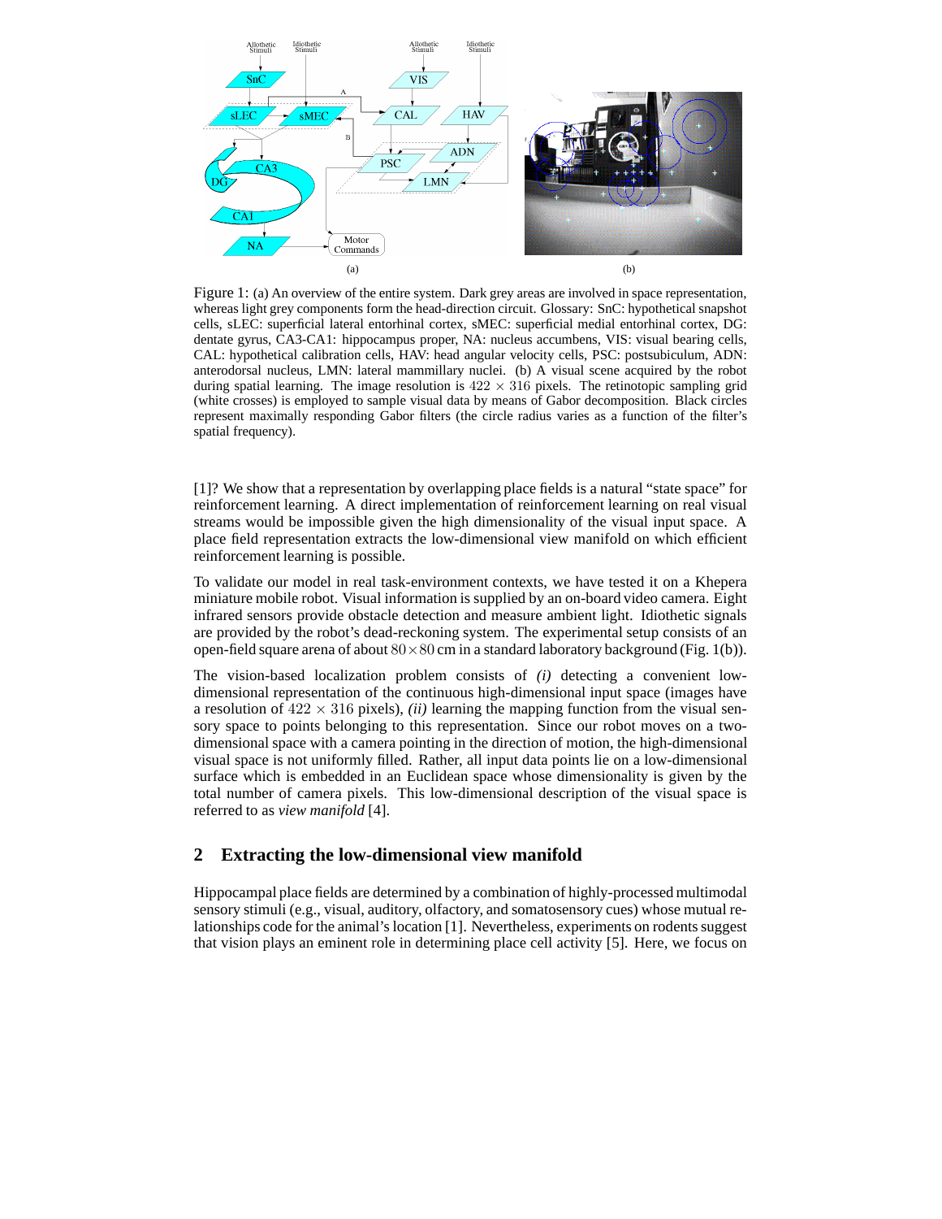(a)

(b)

Figure 1: (a) An overview of the entire system. Dark grey areas are involved in space representation, whereas light grey components form the head-direction circuit. Glossary: SnC: hypothetical snapshot cells, sLEC: superficial lateral entorhinal cortex, sMEC: superficial medial entorhinal cortex, DG: dentate gyrus, CA3-CA1: hippocampus proper, NA: nucleus accumbens, VIS: visual bearing cells, CAL: hypothetical calibration cells, HAV: head angular velocity cells, PSC: postsubiculum, ADN: anterodorsal nucleus, LMN: lateral mammillary nuclei. (b) A visual scene acquired by the robot during spatial learning. The image resolution is $422 \times 316$ pixels. The retinotopic sampling grid (white crosses) is employed to sample visual data by means of Gabor decomposition. Black circles represent maximally responding Gabor filters (the circle radius varies as a function of the filter's spatial frequency).

[1]? We show that a representation by overlapping place fields is a natural "state space" for reinforcement learning. A direct implementation of reinforcement learning on real visual streams would be impossible given the high dimensionality of the visual input space. A place field representation extracts the low-dimensional view manifold on which efficient reinforcement learning is possible.

To validate our model in real task-environment contexts, we have tested it on a Khepera miniature mobile robot. Visual information is supplied by an on-board video camera. Eight infrared sensors provide obstacle detection and measure ambient light. Idiothetic signals are provided by the robot's dead-reckoning system. The experimental setup consists of an open-field square arena of about $80 \times 80$ cm in a standard laboratory background (Fig. 1(b)).

The vision-based localization problem consists of *(i)* detecting a convenient low-dimensional representation of the continuous high-dimensional input space (images have a resolution of $422 \times 316$ pixels), *(ii)* learning the mapping function from the visual sensory space to points belonging to this representation. Since our robot moves on a two-dimensional space with a camera pointing in the direction of motion, the high-dimensional visual space is not uniformly filled. Rather, all input data points lie on a low-dimensional surface which is embedded in an Euclidean space whose dimensionality is given by the total number of camera pixels. This low-dimensional description of the visual space is referred to as *view manifold* [4].

## 2 Extracting the low-dimensional view manifold

Hippocampal place fields are determined by a combination of highly-processed multimodal sensory stimuli (e.g., visual, auditory, olfactory, and somatosensory cues) whose mutual relationships code for the animal's location [1]. Nevertheless, experiments on rodents suggest that vision plays an eminent role in determining place cell activity [5]. Here, we focus on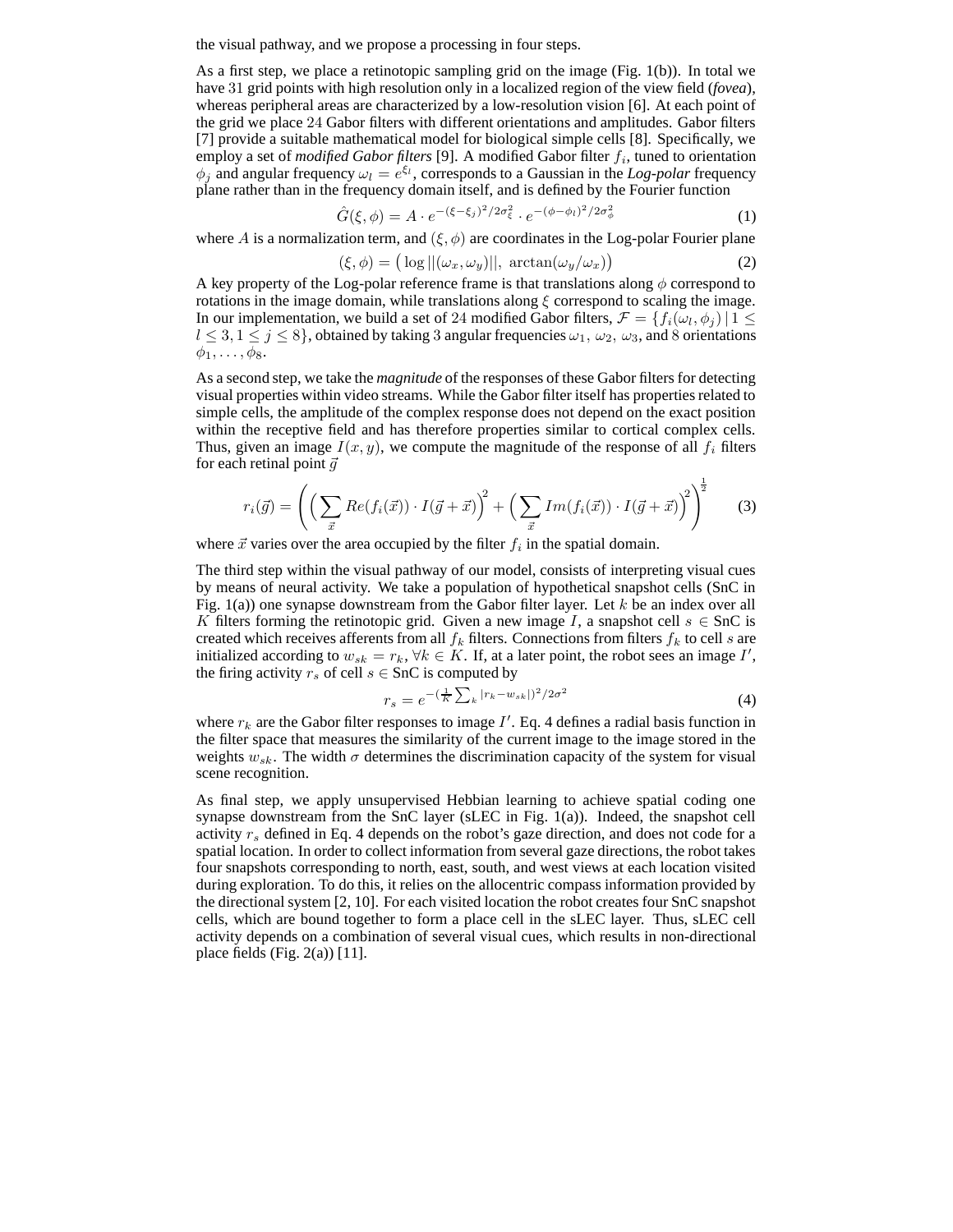the visual pathway, and we propose a processing in four steps.

As a first step, we place a retinotopic sampling grid on the image (Fig. 1(b)). In total we have 31 grid points with high resolution only in a localized region of the view field (*fovea*), whereas peripheral areas are characterized by a low-resolution vision [6]. At each point of the grid we place 24 Gabor filters with different orientations and amplitudes. Gabor filters [7] provide a suitable mathematical model for biological simple cells [8]. Specifically, we employ a set of *modified Gabor filters* [9]. A modified Gabor filter $f_i$, tuned to orientation $\phi_j$ and angular frequency $\omega_l = e^{\xi_l}$, corresponds to a Gaussian in the *Log-polar* frequency plane rather than in the frequency domain itself, and is defined by the Fourier function

$$\hat{G}(\xi, \phi) = A \cdot e^{-(\xi - \xi_j)^2/2\sigma_\xi^2} \cdot e^{-(\phi - \phi_l)^2/2\sigma_\phi^2} \tag{1}$$

where $A$ is a normalization term, and $(\xi, \phi)$ are coordinates in the Log-polar Fourier plane

$$(\xi, \phi) = \left( \log ||(\omega_x, \omega_y)||, \ \arctan(\omega_y/\omega_x) \right) \tag{2}$$

A key property of the Log-polar reference frame is that translations along $\phi$ correspond to rotations in the image domain, while translations along $\xi$ correspond to scaling the image. In our implementation, we build a set of 24 modified Gabor filters, $\mathcal{F} = \{ f_i(\omega_l, \phi_j) \,|\, 1 \leq l \leq 3, 1 \leq j \leq 8 \}$, obtained by taking 3 angular frequencies $\omega_1, \ \omega_2, \ \omega_3$, and 8 orientations $\phi_1, \ldots, \phi_8$.

As a second step, we take the *magnitude* of the responses of these Gabor filters for detecting visual properties within video streams. While the Gabor filter itself has properties related to simple cells, the amplitude of the complex response does not depend on the exact position within the receptive field and has therefore properties similar to cortical complex cells. Thus, given an image $I(x, y)$, we compute the magnitude of the response of all $f_i$ filters for each retinal point $\vec{g}$

$$r_i(\vec{g}) = \left( \Big( \sum_{\vec{x}} Re(f_i(\vec{x})) \cdot I(\vec{g} + \vec{x}) \Big)^2 + \Big( \sum_{\vec{x}} Im(f_i(\vec{x})) \cdot I(\vec{g} + \vec{x}) \Big)^2 \right)^{\frac{1}{2}} \tag{3}$$

where $\vec{x}$ varies over the area occupied by the filter $f_i$ in the spatial domain.

The third step within the visual pathway of our model, consists of interpreting visual cues by means of neural activity. We take a population of hypothetical snapshot cells (SnC in Fig. 1(a)) one synapse downstream from the Gabor filter layer. Let $k$ be an index over all $K$ filters forming the retinotopic grid. Given a new image $I$, a snapshot cell $s \in$ SnC is created which receives afferents from all $f_k$ filters. Connections from filters $f_k$ to cell $s$ are initialized according to $w_{sk} = r_k$, $\forall k \in K$. If, at a later point, the robot sees an image $I'$, the firing activity $r_s$ of cell $s \in$ SnC is computed by

$$r_s = e^{-(\frac{1}{K}\sum_k |r_k - w_{sk}|)^2/2\sigma^2} \tag{4}$$

where $r_k$ are the Gabor filter responses to image $I'$. Eq. 4 defines a radial basis function in the filter space that measures the similarity of the current image to the image stored in the weights $w_{sk}$. The width $\sigma$ determines the discrimination capacity of the system for visual scene recognition.

As final step, we apply unsupervised Hebbian learning to achieve spatial coding one synapse downstream from the SnC layer (sLEC in Fig. 1(a)). Indeed, the snapshot cell activity $r_s$ defined in Eq. 4 depends on the robot's gaze direction, and does not code for a spatial location. In order to collect information from several gaze directions, the robot takes four snapshots corresponding to north, east, south, and west views at each location visited during exploration. To do this, it relies on the allocentric compass information provided by the directional system [2, 10]. For each visited location the robot creates four SnC snapshot cells, which are bound together to form a place cell in the sLEC layer. Thus, sLEC cell activity depends on a combination of several visual cues, which results in non-directional place fields (Fig. 2(a)) [11].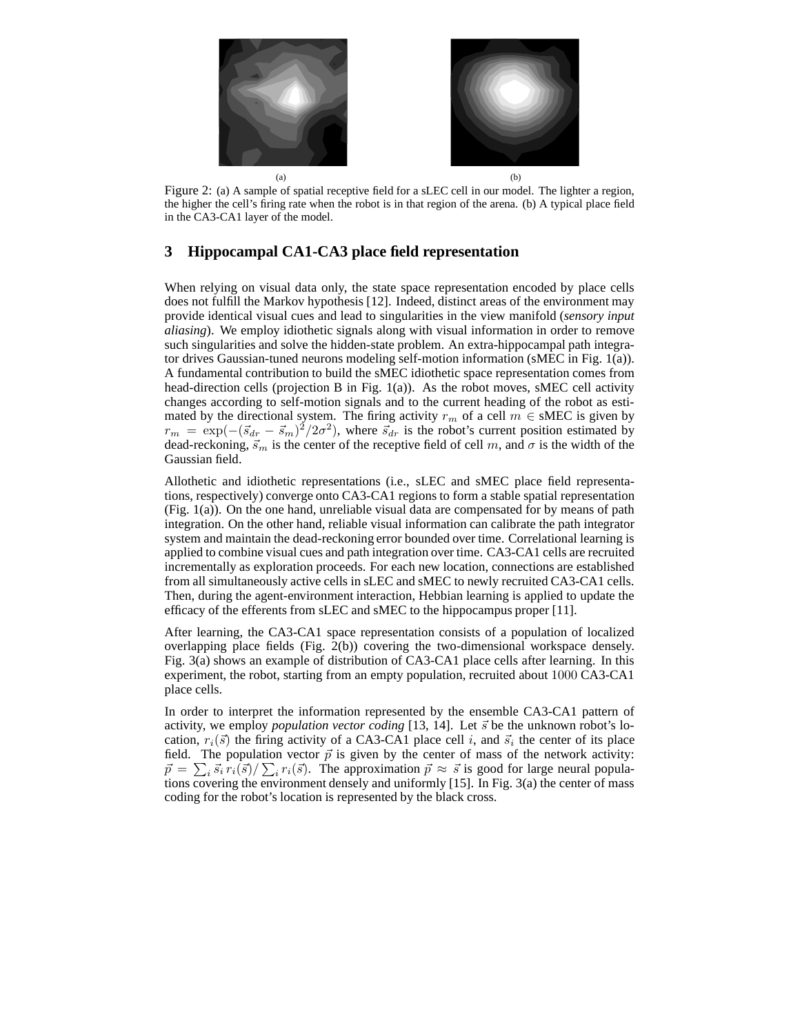(a)

(b)

Figure 2: (a) A sample of spatial receptive field for a sLEC cell in our model. The lighter a region, the higher the cell's firing rate when the robot is in that region of the arena. (b) A typical place field in the CA3-CA1 layer of the model.

## 3 Hippocampal CA1-CA3 place field representation

When relying on visual data only, the state space representation encoded by place cells does not fulfill the Markov hypothesis [12]. Indeed, distinct areas of the environment may provide identical visual cues and lead to singularities in the view manifold (*sensory input aliasing*). We employ idiothetic signals along with visual information in order to remove such singularities and solve the hidden-state problem. An extra-hippocampal path integrator drives Gaussian-tuned neurons modeling self-motion information (sMEC in Fig. 1(a)). A fundamental contribution to build the sMEC idiothetic space representation comes from head-direction cells (projection B in Fig. 1(a)). As the robot moves, sMEC cell activity changes according to self-motion signals and to the current heading of the robot as estimated by the directional system. The firing activity $r_m$ of a cell $m \in$ sMEC is given by $r_m = \exp(-(\vec{s}_{dr} - \vec{s}_m)^2/2\sigma^2)$, where $\vec{s}_{dr}$ is the robot's current position estimated by dead-reckoning, $\vec{s}_m$ is the center of the receptive field of cell $m$, and $\sigma$ is the width of the Gaussian field.

Allothetic and idiothetic representations (i.e., sLEC and sMEC place field representations, respectively) converge onto CA3-CA1 regions to form a stable spatial representation (Fig. 1(a)). On the one hand, unreliable visual data are compensated for by means of path integration. On the other hand, reliable visual information can calibrate the path integrator system and maintain the dead-reckoning error bounded over time. Correlational learning is applied to combine visual cues and path integration over time. CA3-CA1 cells are recruited incrementally as exploration proceeds. For each new location, connections are established from all simultaneously active cells in sLEC and sMEC to newly recruited CA3-CA1 cells. Then, during the agent-environment interaction, Hebbian learning is applied to update the efficacy of the efferents from sLEC and sMEC to the hippocampus proper [11].

After learning, the CA3-CA1 space representation consists of a population of localized overlapping place fields (Fig. 2(b)) covering the two-dimensional workspace densely. Fig. 3(a) shows an example of distribution of CA3-CA1 place cells after learning. In this experiment, the robot, starting from an empty population, recruited about $1000$ CA3-CA1 place cells.

In order to interpret the information represented by the ensemble CA3-CA1 pattern of activity, we employ *population vector coding* [13, 14]. Let $\vec{s}$ be the unknown robot's location, $r_i(\vec{s})$ the firing activity of a CA3-CA1 place cell $i$, and $\vec{s}_i$ the center of its place field. The population vector $\vec{p}$ is given by the center of mass of the network activity: $\vec{p} = \sum_i \vec{s}_i \, r_i(\vec{s}) / \sum_i r_i(\vec{s})$. The approximation $\vec{p} \approx \vec{s}$ is good for large neural populations covering the environment densely and uniformly [15]. In Fig. 3(a) the center of mass coding for the robot's location is represented by the black cross.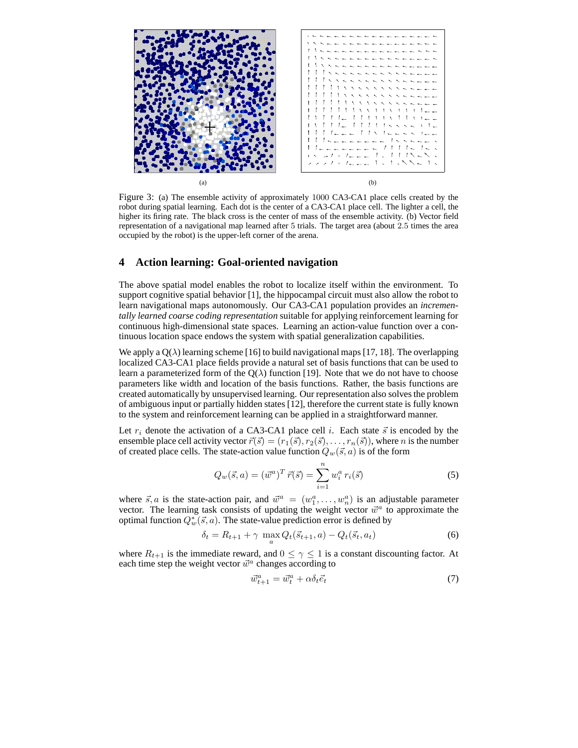(a)

(b)

Figure 3: (a) The ensemble activity of approximately 1000 CA3-CA1 place cells created by the robot during spatial learning. Each dot is the center of a CA3-CA1 place cell. The lighter a cell, the higher its firing rate. The black cross is the center of mass of the ensemble activity. (b) Vector field representation of a navigational map learned after 5 trials. The target area (about 2.5 times the area occupied by the robot) is the upper-left corner of the arena.

## 4 Action learning: Goal-oriented navigation

The above spatial model enables the robot to localize itself within the environment. To support cognitive spatial behavior [1], the hippocampal circuit must also allow the robot to learn navigational maps autonomously. Our CA3-CA1 population provides an *incrementally learned coarse coding representation* suitable for applying reinforcement learning for continuous high-dimensional state spaces. Learning an action-value function over a continuous location space endows the system with spatial generalization capabilities.

We apply a Q($\lambda$) learning scheme [16] to build navigational maps [17, 18]. The overlapping localized CA3-CA1 place fields provide a natural set of basis functions that can be used to learn a parameterized form of the Q($\lambda$) function [19]. Note that we do not have to choose parameters like width and location of the basis functions. Rather, the basis functions are created automatically by unsupervised learning. Our representation also solves the problem of ambiguous input or partially hidden states [12], therefore the current state is fully known to the system and reinforcement learning can be applied in a straightforward manner.

Let $r_i$ denote the activation of a CA3-CA1 place cell $i$. Each state $\vec{s}$ is encoded by the ensemble place cell activity vector $\vec{r}(\vec{s}) = (r_1(\vec{s}), r_2(\vec{s}), \ldots, r_n(\vec{s}))$, where $n$ is the number of created place cells. The state-action value function $Q_w(\vec{s}, a)$ is of the form

$$Q_w(\vec{s}, a) = (\vec{w}^a)^T \, \vec{r}(\vec{s}) = \sum_{i=1}^{n} w_i^a \, r_i(\vec{s}) \tag{5}$$

where $\vec{s}, a$ is the state-action pair, and $\vec{w}^a = (w_1^a, \ldots, w_n^a)$ is an adjustable parameter vector. The learning task consists of updating the weight vector $\vec{w}^a$ to approximate the optimal function $Q_w^*(\vec{s}, a)$. The state-value prediction error is defined by

$$\delta_t = R_{t+1} + \gamma \, \max_a Q_t(\vec{s}_{t+1}, a) - Q_t(\vec{s}_t, a_t) \tag{6}$$

where $R_{t+1}$ is the immediate reward, and $0 \leq \gamma \leq 1$ is a constant discounting factor. At each time step the weight vector $\vec{w}^a$ changes according to

$$\vec{w}^a_{t+1} = \vec{w}^a_t + \alpha \delta_t \vec{e}_t \tag{7}$$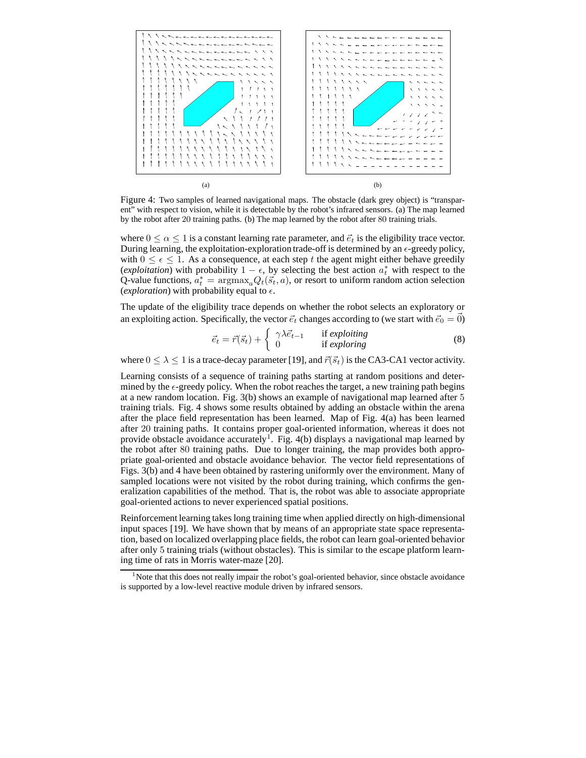(a)

(b)

Figure 4: Two samples of learned navigational maps. The obstacle (dark grey object) is "transparent" with respect to vision, while it is detectable by the robot's infrared sensors. (a) The map learned by the robot after 20 training paths. (b) The map learned by the robot after 80 training trials.

where $0 \leq \alpha \leq 1$ is a constant learning rate parameter, and $\vec{e}_t$ is the eligibility trace vector. During learning, the exploitation-exploration trade-off is determined by an $\epsilon$-greedy policy, with $0 \leq \epsilon \leq 1$. As a consequence, at each step $t$ the agent might either behave greedily (*exploitation*) with probability $1 - \epsilon$, by selecting the best action $a_t^*$ with respect to the Q-value functions, $a_t^* = \operatorname{argmax}_a Q_t(\vec{s}_t, a)$, or resort to uniform random action selection (*exploration*) with probability equal to $\epsilon$.

The update of the eligibility trace depends on whether the robot selects an exploratory or an exploiting action. Specifically, the vector $\vec{e}_t$ changes according to (we start with $\vec{e}_0 = \vec{0}$)

$$\vec{e}_t = \vec{r}(\vec{s}_t) + \begin{cases} \gamma\lambda\vec{e}_{t-1} & \text{if } \textit{exploiting} \\ 0 & \text{if } \textit{exploring} \end{cases} \tag{8}$$

where $0 \leq \lambda \leq 1$ is a trace-decay parameter [19], and $\vec{r}(\vec{s}_t)$ is the CA3-CA1 vector activity.

Learning consists of a sequence of training paths starting at random positions and determined by the $\epsilon$-greedy policy. When the robot reaches the target, a new training path begins at a new random location. Fig. 3(b) shows an example of navigational map learned after 5 training trials. Fig. 4 shows some results obtained by adding an obstacle within the arena after the place field representation has been learned. Map of Fig. 4(a) has been learned after 20 training paths. It contains proper goal-oriented information, whereas it does not provide obstacle avoidance accurately[1]. Fig. 4(b) displays a navigational map learned by the robot after 80 training paths. Due to longer training, the map provides both appropriate goal-oriented and obstacle avoidance behavior. The vector field representations of Figs. 3(b) and 4 have been obtained by rastering uniformly over the environment. Many of sampled locations were not visited by the robot during training, which confirms the generalization capabilities of the method. That is, the robot was able to associate appropriate goal-oriented actions to never experienced spatial positions.

Reinforcement learning takes long training time when applied directly on high-dimensional input spaces [19]. We have shown that by means of an appropriate state space representation, based on localized overlapping place fields, the robot can learn goal-oriented behavior after only 5 training trials (without obstacles). This is similar to the escape platform learning time of rats in Morris water-maze [20].

[1] Note that this does not really impair the robot's goal-oriented behavior, since obstacle avoidance is supported by a low-level reactive module driven by infrared sensors.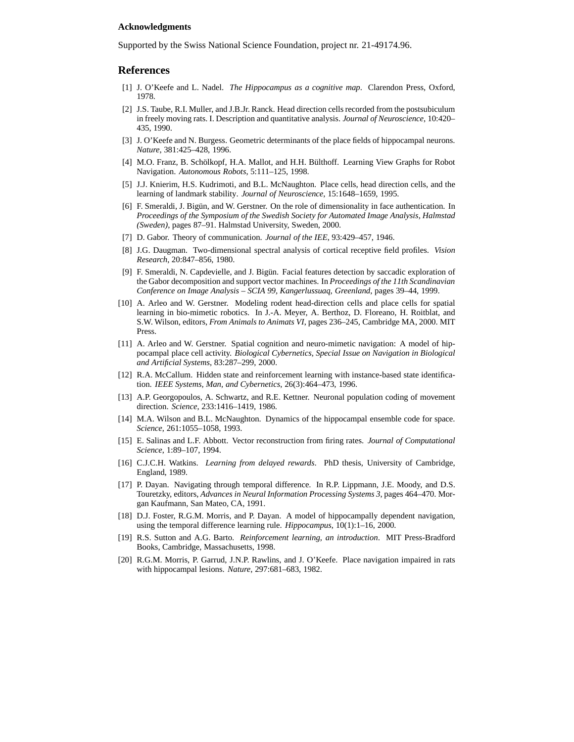### Acknowledgments

Supported by the Swiss National Science Foundation, project nr. 21-49174.96.

## References

[1] J. O'Keefe and L. Nadel. *The Hippocampus as a cognitive map*. Clarendon Press, Oxford, 1978.

[2] J.S. Taube, R.I. Muller, and J.B.Jr. Ranck. Head direction cells recorded from the postsubiculum in freely moving rats. I. Description and quantitative analysis. *Journal of Neuroscience*, 10:420–435, 1990.

[3] J. O'Keefe and N. Burgess. Geometric determinants of the place fields of hippocampal neurons. *Nature*, 381:425–428, 1996.

[4] M.O. Franz, B. Schölkopf, H.A. Mallot, and H.H. Bülthoff. Learning View Graphs for Robot Navigation. *Autonomous Robots*, 5:111–125, 1998.

[5] J.J. Knierim, H.S. Kudrimoti, and B.L. McNaughton. Place cells, head direction cells, and the learning of landmark stability. *Journal of Neuroscience*, 15:1648–1659, 1995.

[6] F. Smeraldi, J. Bigün, and W. Gerstner. On the role of dimensionality in face authentication. In *Proceedings of the Symposium of the Swedish Society for Automated Image Analysis, Halmstad (Sweden)*, pages 87–91. Halmstad University, Sweden, 2000.

[7] D. Gabor. Theory of communication. *Journal of the IEE*, 93:429–457, 1946.

[8] J.G. Daugman. Two-dimensional spectral analysis of cortical receptive field profiles. *Vision Research*, 20:847–856, 1980.

[9] F. Smeraldi, N. Capdevielle, and J. Bigün. Facial features detection by saccadic exploration of the Gabor decomposition and support vector machines. In *Proceedings of the 11th Scandinavian Conference on Image Analysis – SCIA 99, Kangerlussuaq, Greenland*, pages 39–44, 1999.

[10] A. Arleo and W. Gerstner. Modeling rodent head-direction cells and place cells for spatial learning in bio-mimetic robotics. In J.-A. Meyer, A. Berthoz, D. Floreano, H. Roitblat, and S.W. Wilson, editors, *From Animals to Animats VI*, pages 236–245, Cambridge MA, 2000. MIT Press.

[11] A. Arleo and W. Gerstner. Spatial cognition and neuro-mimetic navigation: A model of hippocampal place cell activity. *Biological Cybernetics, Special Issue on Navigation in Biological and Artificial Systems*, 83:287–299, 2000.

[12] R.A. McCallum. Hidden state and reinforcement learning with instance-based state identification. *IEEE Systems, Man, and Cybernetics*, 26(3):464–473, 1996.

[13] A.P. Georgopoulos, A. Schwartz, and R.E. Kettner. Neuronal population coding of movement direction. *Science*, 233:1416–1419, 1986.

[14] M.A. Wilson and B.L. McNaughton. Dynamics of the hippocampal ensemble code for space. *Science*, 261:1055–1058, 1993.

[15] E. Salinas and L.F. Abbott. Vector reconstruction from firing rates. *Journal of Computational Science*, 1:89–107, 1994.

[16] C.J.C.H. Watkins. *Learning from delayed rewards*. PhD thesis, University of Cambridge, England, 1989.

[17] P. Dayan. Navigating through temporal difference. In R.P. Lippmann, J.E. Moody, and D.S. Touretzky, editors, *Advances in Neural Information Processing Systems 3*, pages 464–470. Morgan Kaufmann, San Mateo, CA, 1991.

[18] D.J. Foster, R.G.M. Morris, and P. Dayan. A model of hippocampally dependent navigation, using the temporal difference learning rule. *Hippocampus*, 10(1):1–16, 2000.

[19] R.S. Sutton and A.G. Barto. *Reinforcement learning, an introduction*. MIT Press-Bradford Books, Cambridge, Massachusetts, 1998.

[20] R.G.M. Morris, P. Garrud, J.N.P. Rawlins, and J. O'Keefe. Place navigation impaired in rats with hippocampal lesions. *Nature*, 297:681–683, 1982.